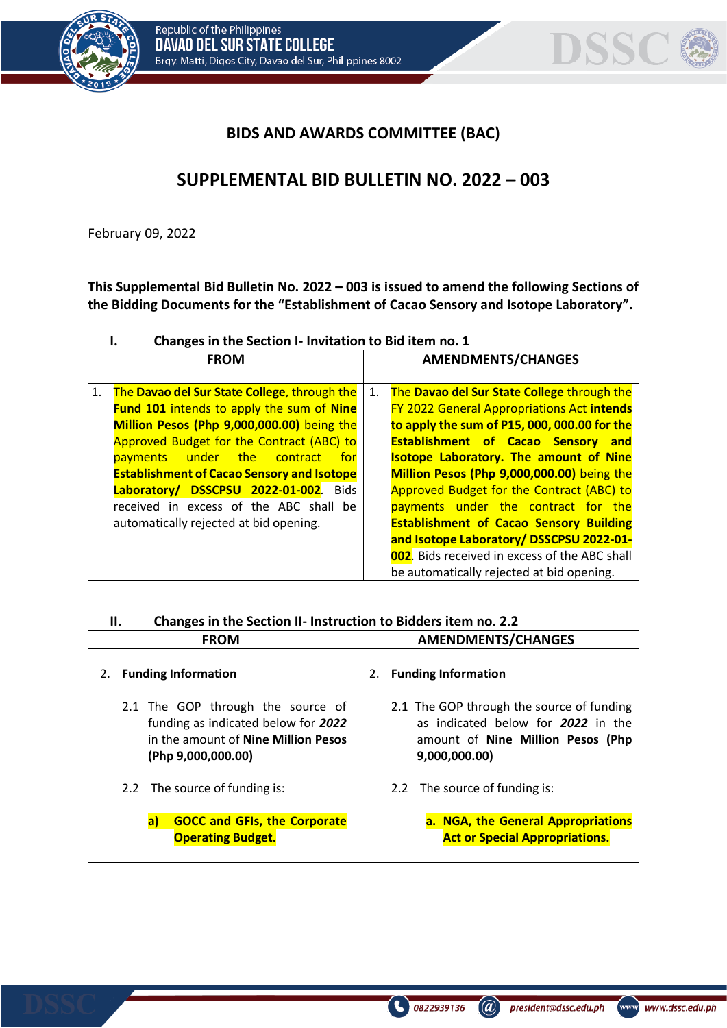## BIDS AND AWARDS COMMITTEE (BAC)

## SUPPLEMENTAL BID BULLETIN NO. 2022 – 003

February 09, 2022

**This Supplemental Bid Bulletin No. 2022 – 003 is issued to amend the following Sections of the Bidding Documents for the "Establishment of Cacao Sensory and Isotope Laboratory".**

### I. Changes in the Section I- Invitation to Bid item no. 1

| FROM | AMENDMENTS/CHANGES |
|---|---|
| 1. The **Davao del Sur State College**, through the **Fund 101** intends to apply the sum of **Nine Million Pesos (Php 9,000,000.00)** being the Approved Budget for the Contract (ABC) to payments under the contract for **Establishment of Cacao Sensory and Isotope Laboratory/ DSSCPSU 2022-01-002**. Bids received in excess of the ABC shall be automatically rejected at bid opening. | 1. The **Davao del Sur State College** through the FY 2022 General Appropriations Act **intends to apply the sum of P15, 000, 000.00 for the Establishment of Cacao Sensory and Isotope Laboratory. The amount of Nine Million Pesos (Php 9,000,000.00)** being the Approved Budget for the Contract (ABC) to payments under the contract for the **Establishment of Cacao Sensory Building and Isotope Laboratory/ DSSCPSU 2022-01-002**. Bids received in excess of the ABC shall be automatically rejected at bid opening. |

### II. Changes in the Section II- Instruction to Bidders item no. 2.2

| FROM | AMENDMENTS/CHANGES |
|---|---|
| 2. **Funding Information**<br><br>2.1 The GOP through the source of funding as indicated below for ***2022*** in the amount of **Nine Million Pesos (Php 9,000,000.00)**<br><br>2.2 The source of funding is:<br><br>**a) GOCC and GFIs, the Corporate Operating Budget.** | 2. **Funding Information**<br><br>2.1 The GOP through the source of funding as indicated below for ***2022*** in the amount of **Nine Million Pesos (Php 9,000,000.00)**<br><br>2.2 The source of funding is:<br><br>**a. NGA, the General Appropriations Act or Special Appropriations.** |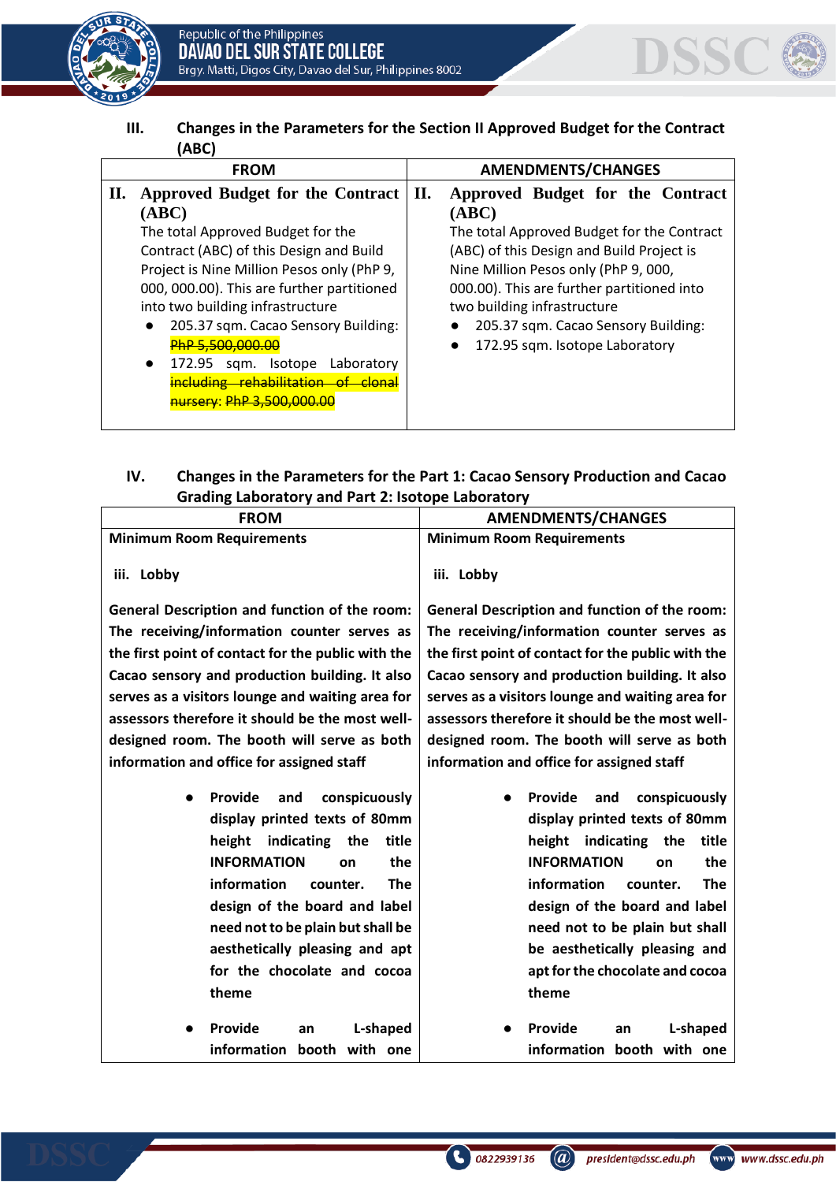### III. Changes in the Parameters for the Section II Approved Budget for the Contract (ABC)

| FROM | AMENDMENTS/CHANGES |
|---|---|
| **II. Approved Budget for the Contract (ABC)**<br>The total Approved Budget for the Contract (ABC) of this Design and Build Project is Nine Million Pesos only (PhP 9, 000, 000.00). This are further partitioned into two building infrastructure<br>● 205.37 sqm. Cacao Sensory Building: ~~PhP 5,500,000.00~~<br>● 172.95 sqm. Isotope Laboratory ~~including rehabilitation of clonal nursery~~: ~~PhP 3,500,000.00~~ | **II. Approved Budget for the Contract (ABC)**<br>The total Approved Budget for the Contract (ABC) of this Design and Build Project is Nine Million Pesos only (PhP 9, 000, 000.00). This are further partitioned into two building infrastructure<br>● 205.37 sqm. Cacao Sensory Building:<br>● 172.95 sqm. Isotope Laboratory |

### IV. Changes in the Parameters for the Part 1: Cacao Sensory Production and Cacao Grading Laboratory and Part 2: Isotope Laboratory

| FROM | AMENDMENTS/CHANGES |
|---|---|
| **Minimum Room Requirements**<br><br>**iii. Lobby**<br><br>**General Description and function of the room: The receiving/information counter serves as the first point of contact for the public with the Cacao sensory and production building. It also serves as a visitors lounge and waiting area for assessors therefore it should be the most well-designed room. The booth will serve as both information and office for assigned staff**<br><br>● **Provide and conspicuously display printed texts of 80mm height indicating the title INFORMATION on the information counter. The design of the board and label need not to be plain but shall be aesthetically pleasing and apt for the chocolate and cocoa theme**<br><br>● **Provide an L-shaped information booth with one** | **Minimum Room Requirements**<br><br>**iii. Lobby**<br><br>**General Description and function of the room: The receiving/information counter serves as the first point of contact for the public with the Cacao sensory and production building. It also serves as a visitors lounge and waiting area for assessors therefore it should be the most well-designed room. The booth will serve as both information and office for assigned staff**<br><br>● **Provide and conspicuously display printed texts of 80mm height indicating the title INFORMATION on the information counter. The design of the board and label need not to be plain but shall be aesthetically pleasing and apt for the chocolate and cocoa theme**<br><br>● **Provide an L-shaped information booth with one** |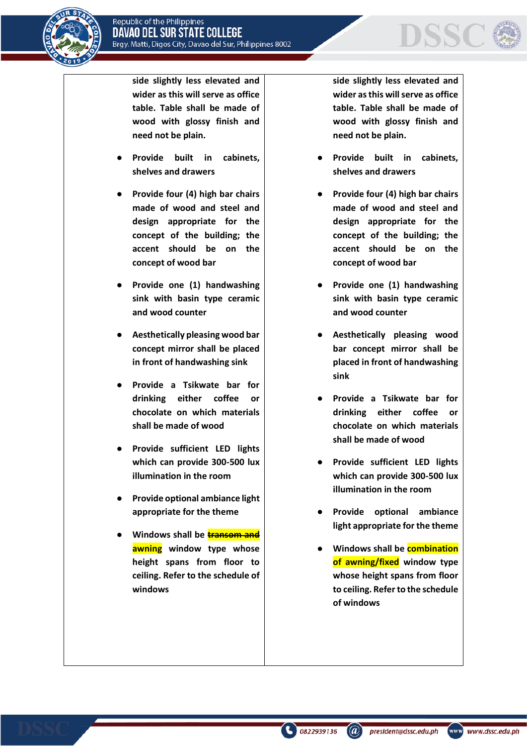| | |
|---|---|
| side slightly less elevated and wider as this will serve as office table. Table shall be made of wood with glossy finish and need not be plain.<br><br>● Provide built in cabinets, shelves and drawers<br><br>● Provide four (4) high bar chairs made of wood and steel and design appropriate for the concept of the building; the accent should be on the concept of wood bar<br><br>● Provide one (1) handwashing sink with basin type ceramic and wood counter<br><br>● Aesthetically pleasing wood bar concept mirror shall be placed in front of handwashing sink<br><br>● Provide a Tsikwate bar for drinking either coffee or chocolate on which materials shall be made of wood<br><br>● Provide sufficient LED lights which can provide 300-500 lux illumination in the room<br><br>● Provide optional ambiance light appropriate for the theme<br><br>● Windows shall be ~~transom and~~ awning window type whose height spans from floor to ceiling. Refer to the schedule of windows | side slightly less elevated and wider as this will serve as office table. Table shall be made of wood with glossy finish and need not be plain.<br><br>● Provide built in cabinets, shelves and drawers<br><br>● Provide four (4) high bar chairs made of wood and steel and design appropriate for the concept of the building; the accent should be on the concept of wood bar<br><br>● Provide one (1) handwashing sink with basin type ceramic and wood counter<br><br>● Aesthetically pleasing wood bar concept mirror shall be placed in front of handwashing sink<br><br>● Provide a Tsikwate bar for drinking either coffee or chocolate on which materials shall be made of wood<br><br>● Provide sufficient LED lights which can provide 300-500 lux illumination in the room<br><br>● Provide optional ambiance light appropriate for the theme<br><br>● Windows shall be combination of awning/fixed window type whose height spans from floor to ceiling. Refer to the schedule of windows |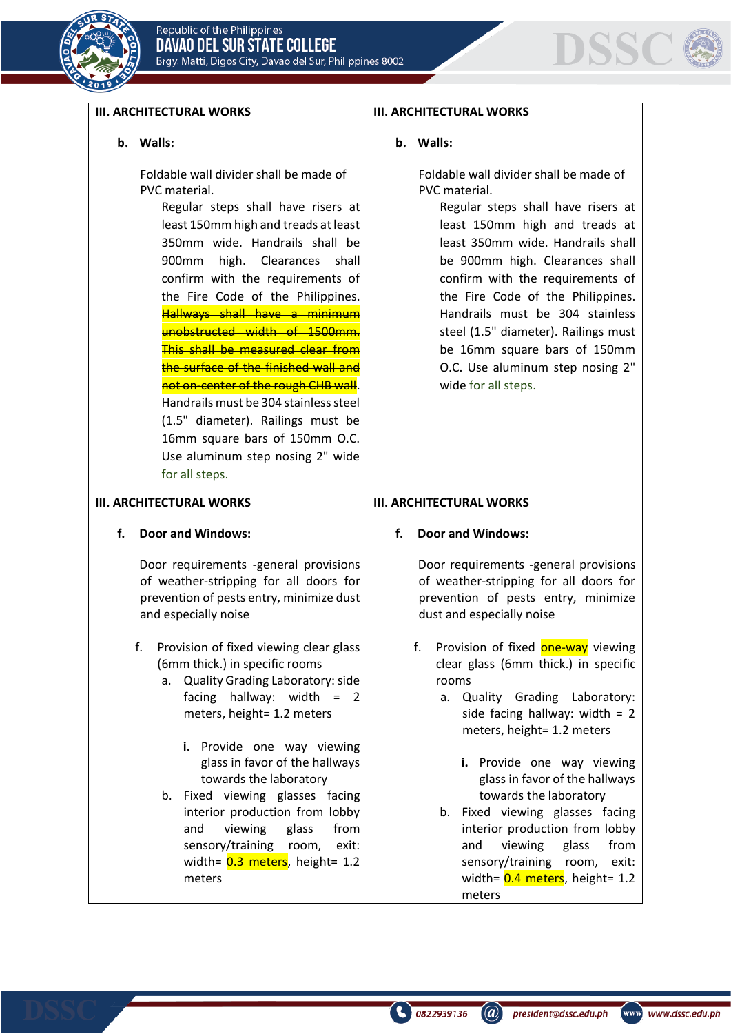| III. ARCHITECTURAL WORKS | III. ARCHITECTURAL WORKS |
| --- | --- |
| **b. Walls:**<br><br>Foldable wall divider shall be made of PVC material.<br>Regular steps shall have risers at least 150mm high and treads at least 350mm wide. Handrails shall be 900mm high. Clearances shall confirm with the requirements of the Fire Code of the Philippines. ~~Hallways shall have a minimum unobstructed width of 1500mm. This shall be measured clear from the surface of the finished wall and not on-center of the rough CHB wall~~. Handrails must be 304 stainless steel (1.5" diameter). Railings must be 16mm square bars of 150mm O.C. Use aluminum step nosing 2" wide for all steps. | **b. Walls:**<br><br>Foldable wall divider shall be made of PVC material.<br>Regular steps shall have risers at least 150mm high and treads at least 350mm wide. Handrails shall be 900mm high. Clearances shall confirm with the requirements of the Fire Code of the Philippines. Handrails must be 304 stainless steel (1.5" diameter). Railings must be 16mm square bars of 150mm O.C. Use aluminum step nosing 2" wide for all steps. |

| III. ARCHITECTURAL WORKS | III. ARCHITECTURAL WORKS |
| --- | --- |
| **f. Door and Windows:**<br><br>Door requirements -general provisions of weather-stripping for all doors for prevention of pests entry, minimize dust and especially noise<br><br>f. Provision of fixed viewing clear glass (6mm thick.) in specific rooms<br>a. Quality Grading Laboratory: side facing hallway: width = 2 meters, height= 1.2 meters<br>**i.** Provide one way viewing glass in favor of the hallways towards the laboratory<br>b. Fixed viewing glasses facing interior production from lobby and viewing glass from sensory/training room, exit: width= 0.3 meters, height= 1.2 meters | **f. Door and Windows:**<br><br>Door requirements -general provisions of weather-stripping for all doors for prevention of pests entry, minimize dust and especially noise<br><br>f. Provision of fixed one-way viewing clear glass (6mm thick.) in specific rooms<br>a. Quality Grading Laboratory: side facing hallway: width = 2 meters, height= 1.2 meters<br>**i.** Provide one way viewing glass in favor of the hallways towards the laboratory<br>b. Fixed viewing glasses facing interior production from lobby and viewing glass from sensory/training room, exit: width= 0.4 meters, height= 1.2 meters |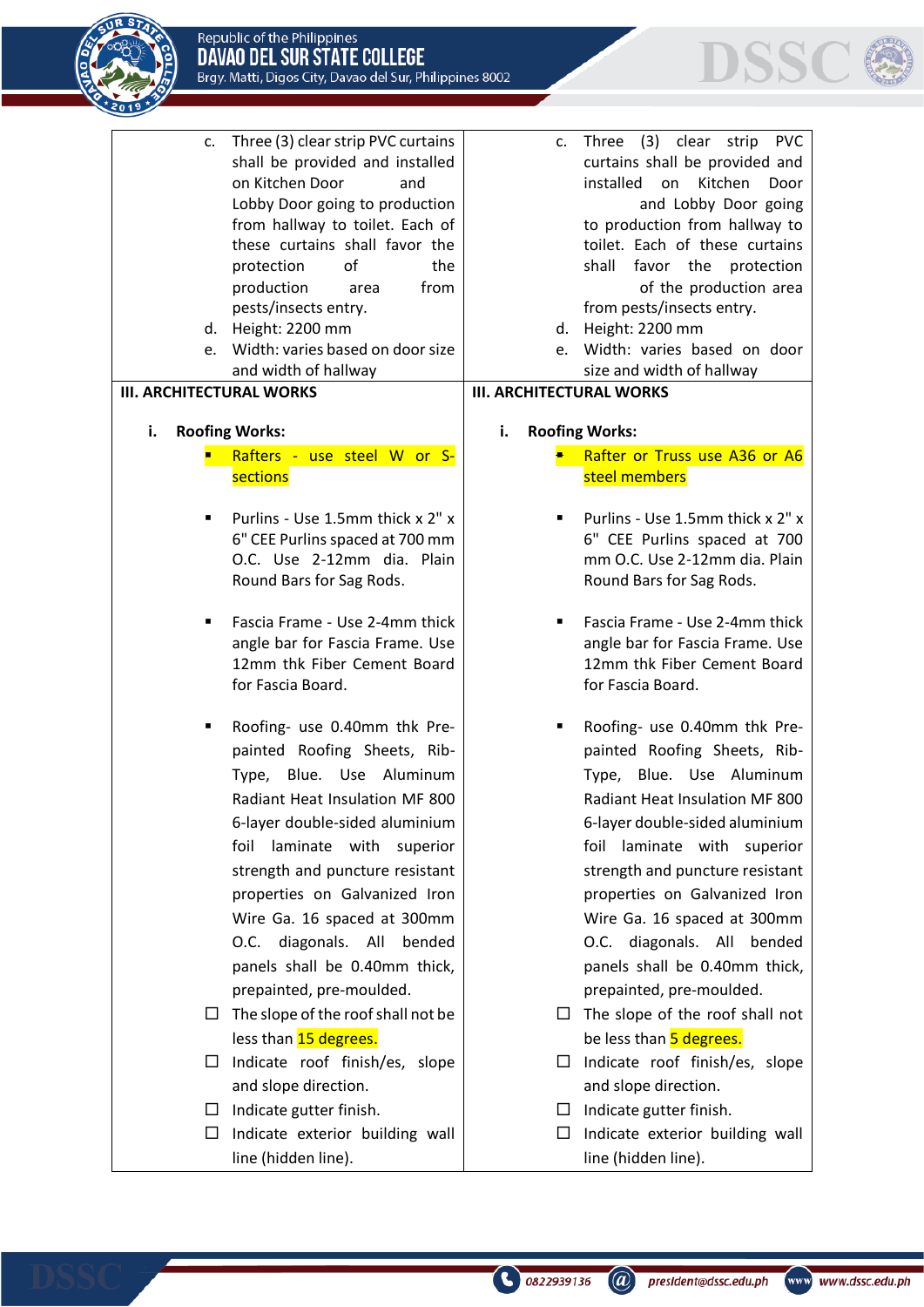| | |
|---|---|
| c. Three (3) clear strip PVC curtains shall be provided and installed on Kitchen Door and Lobby Door going to production from hallway to toilet. Each of these curtains shall favor the protection of the production area from pests/insects entry.<br>d. Height: 2200 mm<br>e. Width: varies based on door size and width of hallway | c. Three (3) clear strip PVC curtains shall be provided and installed on Kitchen Door and Lobby Door going to production from hallway to toilet. Each of these curtains shall favor the protection of the production area from pests/insects entry.<br>d. Height: 2200 mm<br>e. Width: varies based on door size and width of hallway |
| **III. ARCHITECTURAL WORKS**<br><br>**i. Roofing Works:**<br>▪ Rafters - use steel W or S-sections<br><br>▪ Purlins - Use 1.5mm thick x 2" x 6" CEE Purlins spaced at 700 mm O.C. Use 2-12mm dia. Plain Round Bars for Sag Rods.<br><br>▪ Fascia Frame - Use 2-4mm thick angle bar for Fascia Frame. Use 12mm thk Fiber Cement Board for Fascia Board.<br><br>▪ Roofing- use 0.40mm thk Pre-painted Roofing Sheets, Rib-Type, Blue. Use Aluminum Radiant Heat Insulation MF 800 6-layer double-sided aluminium foil laminate with superior strength and puncture resistant properties on Galvanized Iron Wire Ga. 16 spaced at 300mm O.C. diagonals. All bended panels shall be 0.40mm thick, prepainted, pre-moulded.<br>☐ The slope of the roof shall not be less than 15 degrees.<br>☐ Indicate roof finish/es, slope and slope direction.<br>☐ Indicate gutter finish.<br>☐ Indicate exterior building wall line (hidden line). | **III. ARCHITECTURAL WORKS**<br><br>**i. Roofing Works:**<br>▪ Rafter or Truss use A36 or A6 steel members<br><br>▪ Purlins - Use 1.5mm thick x 2" x 6" CEE Purlins spaced at 700 mm O.C. Use 2-12mm dia. Plain Round Bars for Sag Rods.<br><br>▪ Fascia Frame - Use 2-4mm thick angle bar for Fascia Frame. Use 12mm thk Fiber Cement Board for Fascia Board.<br><br>▪ Roofing- use 0.40mm thk Pre-painted Roofing Sheets, Rib-Type, Blue. Use Aluminum Radiant Heat Insulation MF 800 6-layer double-sided aluminium foil laminate with superior strength and puncture resistant properties on Galvanized Iron Wire Ga. 16 spaced at 300mm O.C. diagonals. All bended panels shall be 0.40mm thick, prepainted, pre-moulded.<br>☐ The slope of the roof shall not be less than 5 degrees.<br>☐ Indicate roof finish/es, slope and slope direction.<br>☐ Indicate gutter finish.<br>☐ Indicate exterior building wall line (hidden line). |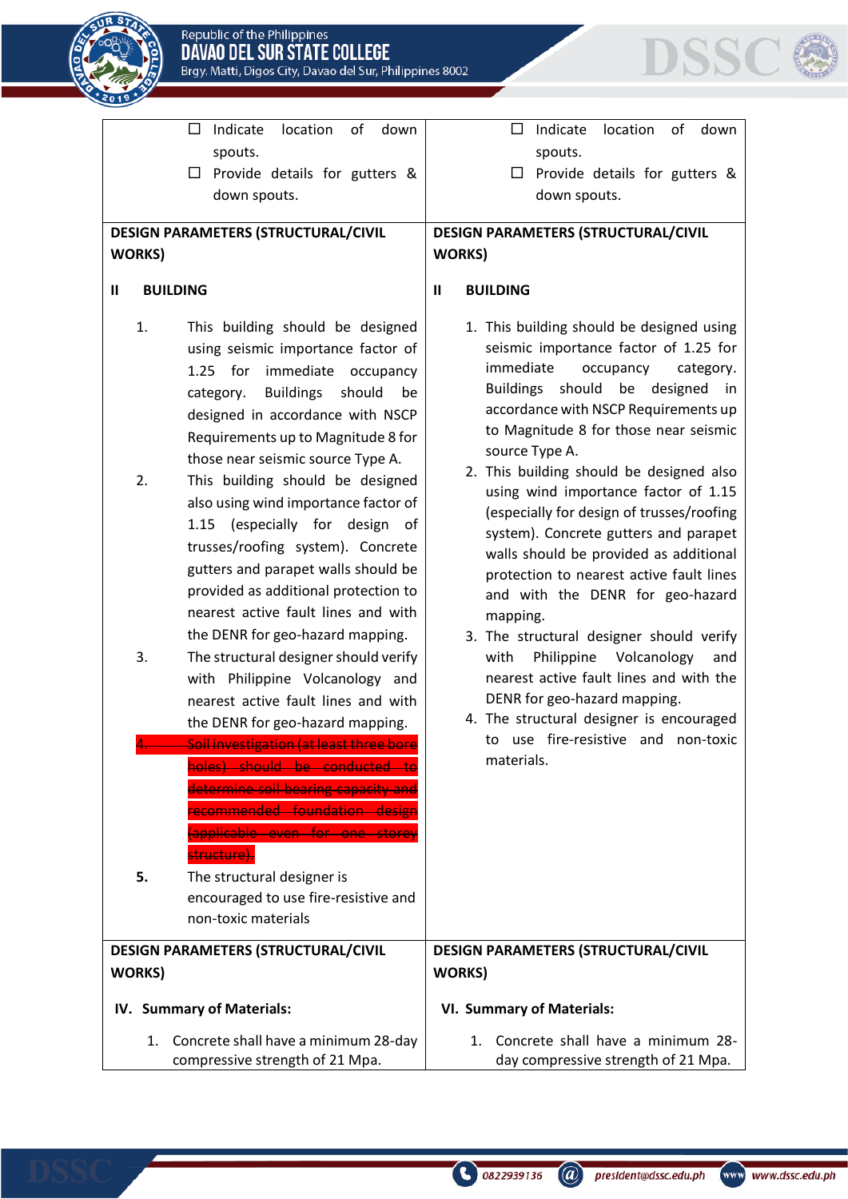| | |
|---|---|
| ☐ Indicate location of down spouts.<br>☐ Provide details for gutters & down spouts. | ☐ Indicate location of down spouts.<br>☐ Provide details for gutters & down spouts. |
| **DESIGN PARAMETERS (STRUCTURAL/CIVIL WORKS)**<br><br>**II BUILDING**<br><br>1. This building should be designed using seismic importance factor of 1.25 for immediate occupancy category. Buildings should be designed in accordance with NSCP Requirements up to Magnitude 8 for those near seismic source Type A.<br>2. This building should be designed also using wind importance factor of 1.15 (especially for design of trusses/roofing system). Concrete gutters and parapet walls should be provided as additional protection to nearest active fault lines and with the DENR for geo-hazard mapping.<br>3. The structural designer should verify with Philippine Volcanology and nearest active fault lines and with the DENR for geo-hazard mapping.<br>4. ~~Soil investigation (at least three bore holes) should be conducted to determine soil bearing capacity and recommended foundation design (applicable even for one storey structure).~~<br>**5.** The structural designer is encouraged to use fire-resistive and non-toxic materials | **DESIGN PARAMETERS (STRUCTURAL/CIVIL WORKS)**<br><br>**II BUILDING**<br><br>1. This building should be designed using seismic importance factor of 1.25 for immediate occupancy category. Buildings should be designed in accordance with NSCP Requirements up to Magnitude 8 for those near seismic source Type A.<br>2. This building should be designed also using wind importance factor of 1.15 (especially for design of trusses/roofing system). Concrete gutters and parapet walls should be provided as additional protection to nearest active fault lines and with the DENR for geo-hazard mapping.<br>3. The structural designer should verify with Philippine Volcanology and nearest active fault lines and with the DENR for geo-hazard mapping.<br>4. The structural designer is encouraged to use fire-resistive and non-toxic materials. |
| **DESIGN PARAMETERS (STRUCTURAL/CIVIL WORKS)**<br><br>**IV. Summary of Materials:**<br><br>1. Concrete shall have a minimum 28-day compressive strength of 21 Mpa. | **DESIGN PARAMETERS (STRUCTURAL/CIVIL WORKS)**<br><br>**VI. Summary of Materials:**<br><br>1. Concrete shall have a minimum 28-day compressive strength of 21 Mpa. |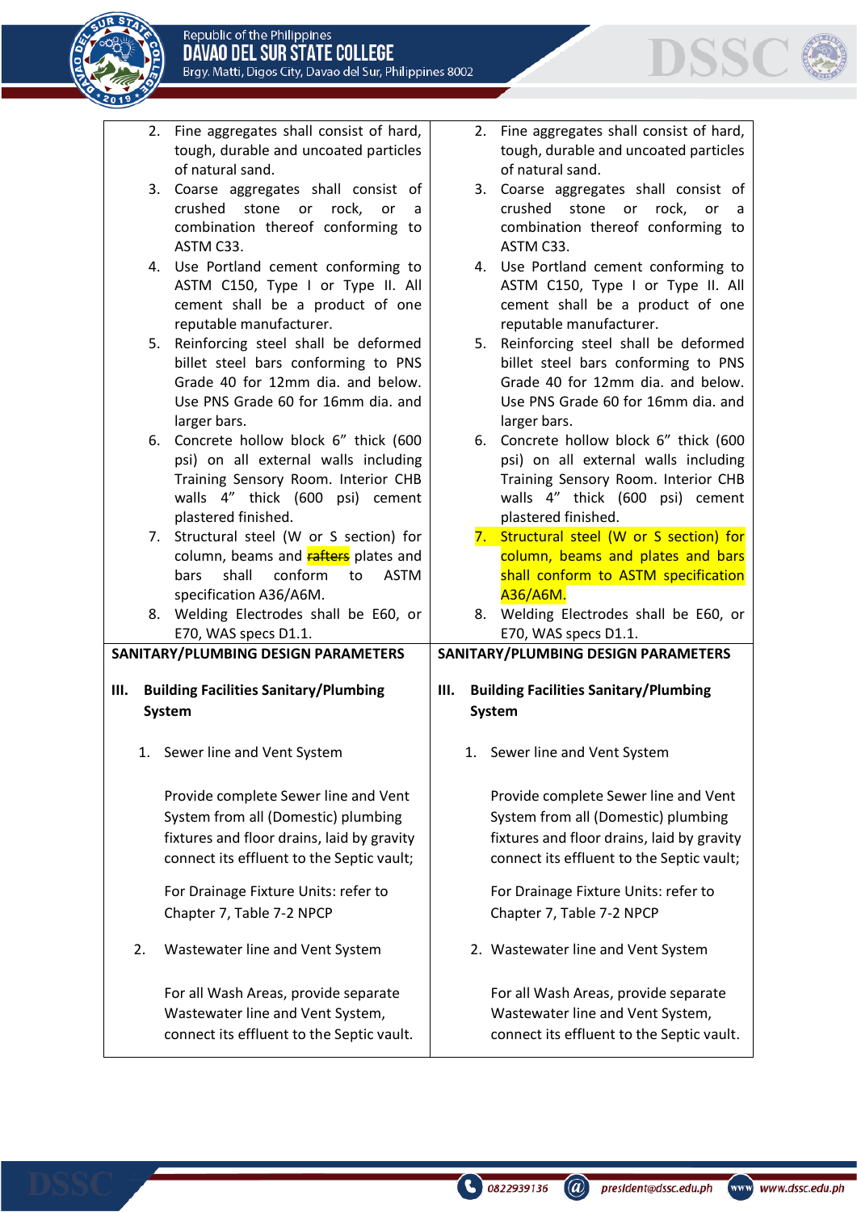| | |
|---|---|
| 2. Fine aggregates shall consist of hard, tough, durable and uncoated particles of natural sand.<br>3. Coarse aggregates shall consist of crushed stone or rock, or a combination thereof conforming to ASTM C33.<br>4. Use Portland cement conforming to ASTM C150, Type I or Type II. All cement shall be a product of one reputable manufacturer.<br>5. Reinforcing steel shall be deformed billet steel bars conforming to PNS Grade 40 for 12mm dia. and below. Use PNS Grade 60 for 16mm dia. and larger bars.<br>6. Concrete hollow block 6" thick (600 psi) on all external walls including Training Sensory Room. Interior CHB walls 4" thick (600 psi) cement plastered finished.<br>7. Structural steel (W or S section) for column, beams and ~~rafters~~ plates and bars shall conform to ASTM specification A36/A6M.<br>8. Welding Electrodes shall be E60, or E70, WAS specs D1.1. | 2. Fine aggregates shall consist of hard, tough, durable and uncoated particles of natural sand.<br>3. Coarse aggregates shall consist of crushed stone or rock, or a combination thereof conforming to ASTM C33.<br>4. Use Portland cement conforming to ASTM C150, Type I or Type II. All cement shall be a product of one reputable manufacturer.<br>5. Reinforcing steel shall be deformed billet steel bars conforming to PNS Grade 40 for 12mm dia. and below. Use PNS Grade 60 for 16mm dia. and larger bars.<br>6. Concrete hollow block 6" thick (600 psi) on all external walls including Training Sensory Room. Interior CHB walls 4" thick (600 psi) cement plastered finished.<br>7. Structural steel (W or S section) for column, beams and plates and bars shall conform to ASTM specification A36/A6M.<br>8. Welding Electrodes shall be E60, or E70, WAS specs D1.1. |
| **SANITARY/PLUMBING DESIGN PARAMETERS**<br><br>**III. Building Facilities Sanitary/Plumbing System**<br><br>1. Sewer line and Vent System<br><br>Provide complete Sewer line and Vent System from all (Domestic) plumbing fixtures and floor drains, laid by gravity connect its effluent to the Septic vault;<br><br>For Drainage Fixture Units: refer to Chapter 7, Table 7-2 NPCP<br><br>2. Wastewater line and Vent System<br><br>For all Wash Areas, provide separate Wastewater line and Vent System, connect its effluent to the Septic vault. | **SANITARY/PLUMBING DESIGN PARAMETERS**<br><br>**III. Building Facilities Sanitary/Plumbing System**<br><br>1. Sewer line and Vent System<br><br>Provide complete Sewer line and Vent System from all (Domestic) plumbing fixtures and floor drains, laid by gravity connect its effluent to the Septic vault;<br><br>For Drainage Fixture Units: refer to Chapter 7, Table 7-2 NPCP<br><br>2. Wastewater line and Vent System<br><br>For all Wash Areas, provide separate Wastewater line and Vent System, connect its effluent to the Septic vault. |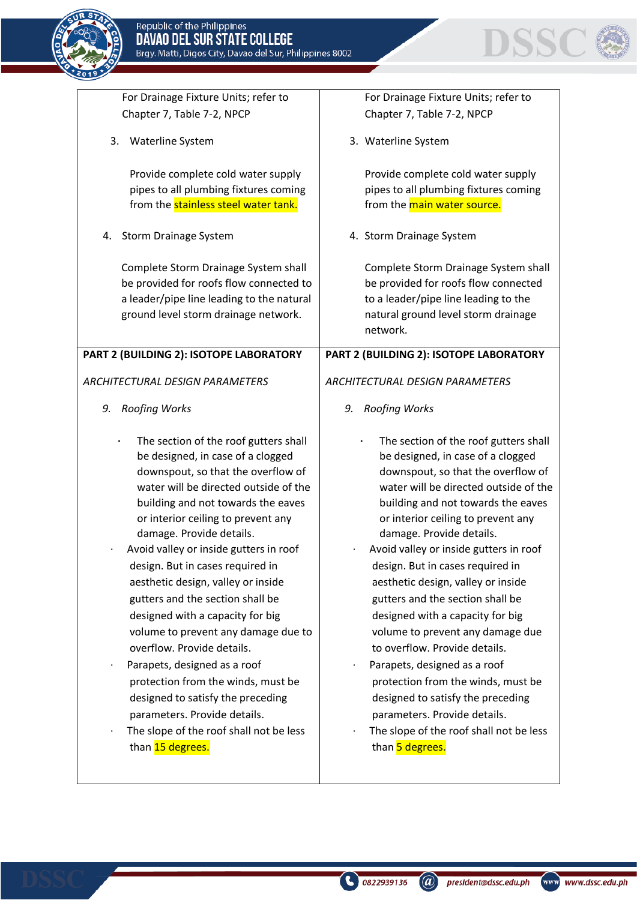| | |
|---|---|
| For Drainage Fixture Units; refer to Chapter 7, Table 7-2, NPCP<br><br>3. Waterline System<br><br>Provide complete cold water supply pipes to all plumbing fixtures coming from the stainless steel water tank.<br><br>4. Storm Drainage System<br><br>Complete Storm Drainage System shall be provided for roofs flow connected to a leader/pipe line leading to the natural ground level storm drainage network. | For Drainage Fixture Units; refer to Chapter 7, Table 7-2, NPCP<br><br>3. Waterline System<br><br>Provide complete cold water supply pipes to all plumbing fixtures coming from the main water source.<br><br>4. Storm Drainage System<br><br>Complete Storm Drainage System shall be provided for roofs flow connected to a leader/pipe line leading to the natural ground level storm drainage network. |
| **PART 2 (BUILDING 2): ISOTOPE LABORATORY**<br><br>*ARCHITECTURAL DESIGN PARAMETERS*<br><br>*9. Roofing Works*<br><br>· The section of the roof gutters shall be designed, in case of a clogged downspout, so that the overflow of water will be directed outside of the building and not towards the eaves or interior ceiling to prevent any damage. Provide details.<br>· Avoid valley or inside gutters in roof design. But in cases required in aesthetic design, valley or inside gutters and the section shall be designed with a capacity for big volume to prevent any damage due to overflow. Provide details.<br>· Parapets, designed as a roof protection from the winds, must be designed to satisfy the preceding parameters. Provide details.<br>· The slope of the roof shall not be less than 15 degrees. | **PART 2 (BUILDING 2): ISOTOPE LABORATORY**<br><br>*ARCHITECTURAL DESIGN PARAMETERS*<br><br>*9. Roofing Works*<br><br>· The section of the roof gutters shall be designed, in case of a clogged downspout, so that the overflow of water will be directed outside of the building and not towards the eaves or interior ceiling to prevent any damage. Provide details.<br>· Avoid valley or inside gutters in roof design. But in cases required in aesthetic design, valley or inside gutters and the section shall be designed with a capacity for big volume to prevent any damage due to overflow. Provide details.<br>· Parapets, designed as a roof protection from the winds, must be designed to satisfy the preceding parameters. Provide details.<br>· The slope of the roof shall not be less than 5 degrees. |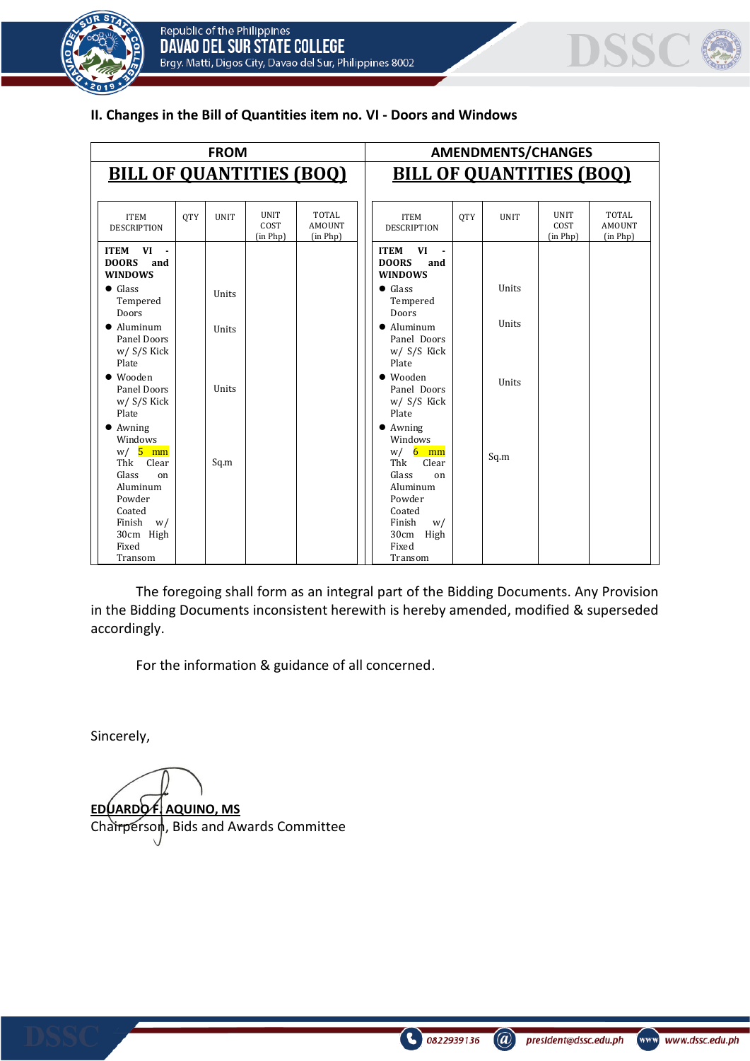## II. Changes in the Bill of Quantities item no. VI - Doors and Windows

| FROM | | | | | AMENDMENTS/CHANGES | | | | |
|---|---|---|---|---|---|---|---|---|---|
| **BILL OF QUANTITIES (BOQ)** | | | | | **BILL OF QUANTITIES (BOQ)** | | | | |
| ITEM DESCRIPTION | QTY | UNIT | UNIT COST (in Php) | TOTAL AMOUNT (in Php) | ITEM DESCRIPTION | QTY | UNIT | UNIT COST (in Php) | TOTAL AMOUNT (in Php) |
| **ITEM VI - DOORS and WINDOWS** | | | | | **ITEM VI - DOORS and WINDOWS** | | | | |
| • Glass Tempered Doors | | Units | | | • Glass Tempered Doors | | Units | | |
| • Aluminum Panel Doors w/ S/S Kick Plate | | Units | | | • Aluminum Panel Doors w/ S/S Kick Plate | | Units | | |
| • Wooden Panel Doors w/ S/S Kick Plate | | Units | | | • Wooden Panel Doors w/ S/S Kick Plate | | Units | | |
| • Awning Windows w/ 5 mm Thk Clear Glass on Aluminum Powder Coated Finish w/ 30cm High Fixed Transom | | Sq.m | | | • Awning Windows w/ 6 mm Thk Clear Glass on Aluminum Powder Coated Finish w/ 30cm High Fixed Transom | | Sq.m | | |

The foregoing shall form as an integral part of the Bidding Documents. Any Provision in the Bidding Documents inconsistent herewith is hereby amended, modified & superseded accordingly.

For the information & guidance of all concerned.

Sincerely,

**EDUARDO F. AQUINO, MS**
Chairperson, Bids and Awards Committee